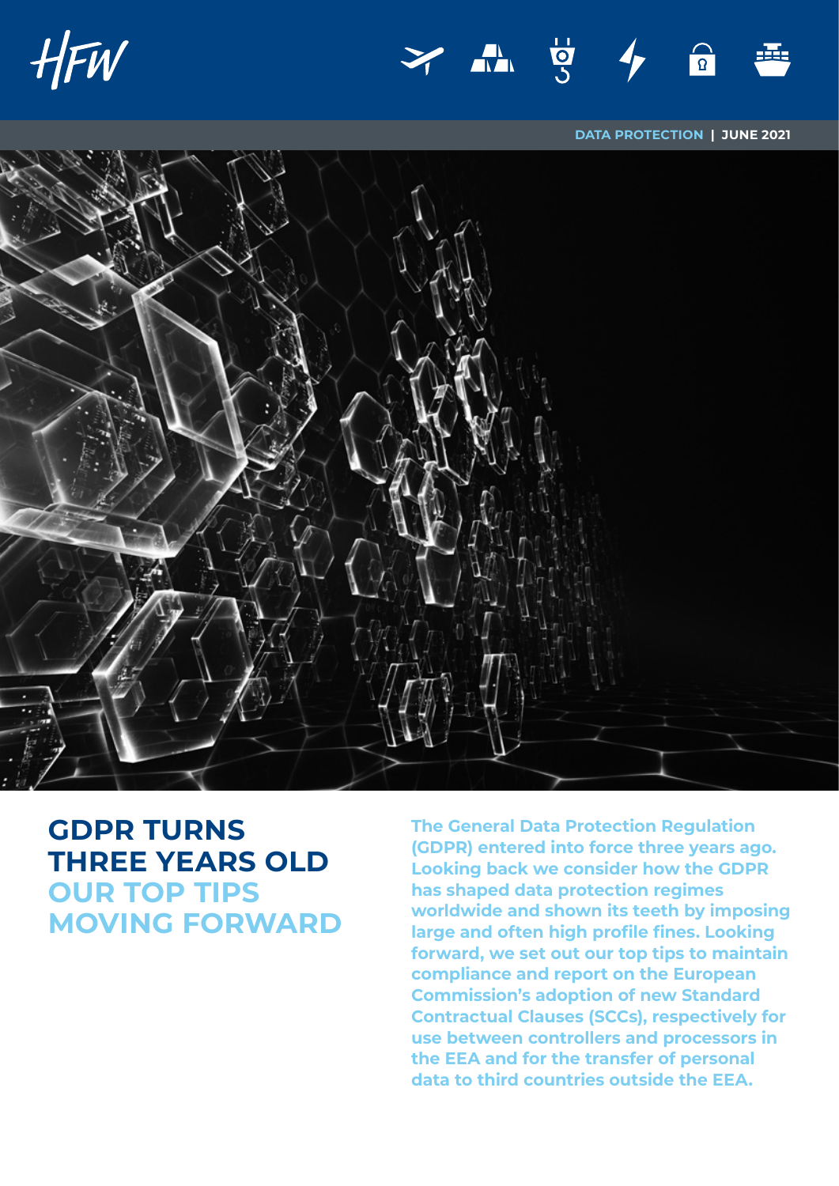DATA PROTECTION | JUNE 2021

# GDPR TURNS THREE YEARS OLD
# OUR TOP TIPS MOVING FORWARD

**The General Data Protection Regulation (GDPR) entered into force three years ago. Looking back we consider how the GDPR has shaped data protection regimes worldwide and shown its teeth by imposing large and often high profile fines. Looking forward, we set out our top tips to maintain compliance and report on the European Commission's adoption of new Standard Contractual Clauses (SCCs), respectively for use between controllers and processors in the EEA and for the transfer of personal data to third countries outside the EEA.**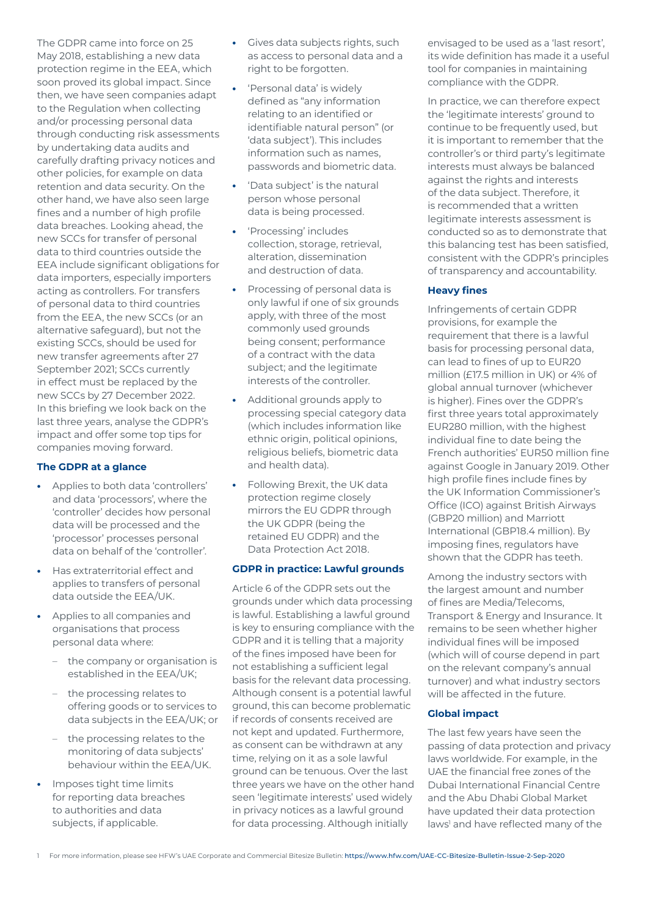The GDPR came into force on 25 May 2018, establishing a new data protection regime in the EEA, which soon proved its global impact. Since then, we have seen companies adapt to the Regulation when collecting and/or processing personal data through conducting risk assessments by undertaking data audits and carefully drafting privacy notices and other policies, for example on data retention and data security. On the other hand, we have also seen large fines and a number of high profile data breaches. Looking ahead, the new SCCs for transfer of personal data to third countries outside the EEA include significant obligations for data importers, especially importers acting as controllers. For transfers of personal data to third countries from the EEA, the new SCCs (or an alternative safeguard), but not the existing SCCs, should be used for new transfer agreements after 27 September 2021; SCCs currently in effect must be replaced by the new SCCs by 27 December 2022. In this briefing we look back on the last three years, analyse the GDPR's impact and offer some top tips for companies moving forward.

### The GDPR at a glance

- Applies to both data 'controllers' and data 'processors', where the 'controller' decides how personal data will be processed and the 'processor' processes personal data on behalf of the 'controller'.
- Has extraterritorial effect and applies to transfers of personal data outside the EEA/UK.
- Applies to all companies and organisations that process personal data where:
  - the company or organisation is established in the EEA/UK;
  - the processing relates to offering goods or to services to data subjects in the EEA/UK; or
  - the processing relates to the monitoring of data subjects' behaviour within the EEA/UK.
- Imposes tight time limits for reporting data breaches to authorities and data subjects, if applicable.
- Gives data subjects rights, such as access to personal data and a right to be forgotten.
- 'Personal data' is widely defined as "any information relating to an identified or identifiable natural person" (or 'data subject'). This includes information such as names, passwords and biometric data.
- 'Data subject' is the natural person whose personal data is being processed.
- 'Processing' includes collection, storage, retrieval, alteration, dissemination and destruction of data.
- Processing of personal data is only lawful if one of six grounds apply, with three of the most commonly used grounds being consent; performance of a contract with the data subject; and the legitimate interests of the controller.
- Additional grounds apply to processing special category data (which includes information like ethnic origin, political opinions, religious beliefs, biometric data and health data).
- Following Brexit, the UK data protection regime closely mirrors the EU GDPR through the UK GDPR (being the retained EU GDPR) and the Data Protection Act 2018.

### GDPR in practice: Lawful grounds

Article 6 of the GDPR sets out the grounds under which data processing is lawful. Establishing a lawful ground is key to ensuring compliance with the GDPR and it is telling that a majority of the fines imposed have been for not establishing a sufficient legal basis for the relevant data processing. Although consent is a potential lawful ground, this can become problematic if records of consents received are not kept and updated. Furthermore, as consent can be withdrawn at any time, relying on it as a sole lawful ground can be tenuous. Over the last three years we have on the other hand seen 'legitimate interests' used widely in privacy notices as a lawful ground for data processing. Although initially envisaged to be used as a 'last resort', its wide definition has made it a useful tool for companies in maintaining compliance with the GDPR.

In practice, we can therefore expect the 'legitimate interests' ground to continue to be frequently used, but it is important to remember that the controller's or third party's legitimate interests must always be balanced against the rights and interests of the data subject. Therefore, it is recommended that a written legitimate interests assessment is conducted so as to demonstrate that this balancing test has been satisfied, consistent with the GDPR's principles of transparency and accountability.

### Heavy fines

Infringements of certain GDPR provisions, for example the requirement that there is a lawful basis for processing personal data, can lead to fines of up to EUR20 million (£17.5 million in UK) or 4% of global annual turnover (whichever is higher). Fines over the GDPR's first three years total approximately EUR280 million, with the highest individual fine to date being the French authorities' EUR50 million fine against Google in January 2019. Other high profile fines include fines by the UK Information Commissioner's Office (ICO) against British Airways (GBP20 million) and Marriott International (GBP18.4 million). By imposing fines, regulators have shown that the GDPR has teeth.

Among the industry sectors with the largest amount and number of fines are Media/Telecoms, Transport & Energy and Insurance. It remains to be seen whether higher individual fines will be imposed (which will of course depend in part on the relevant company's annual turnover) and what industry sectors will be affected in the future.

### Global impact

The last few years have seen the passing of data protection and privacy laws worldwide. For example, in the UAE the financial free zones of the Dubai International Financial Centre and the Abu Dhabi Global Market have updated their data protection laws[1] and have reflected many of the

1 For more information, please see HFW's UAE Corporate and Commercial Bitesize Bulletin: https://www.hfw.com/UAE-CC-Bitesize-Bulletin-Issue-2-Sep-2020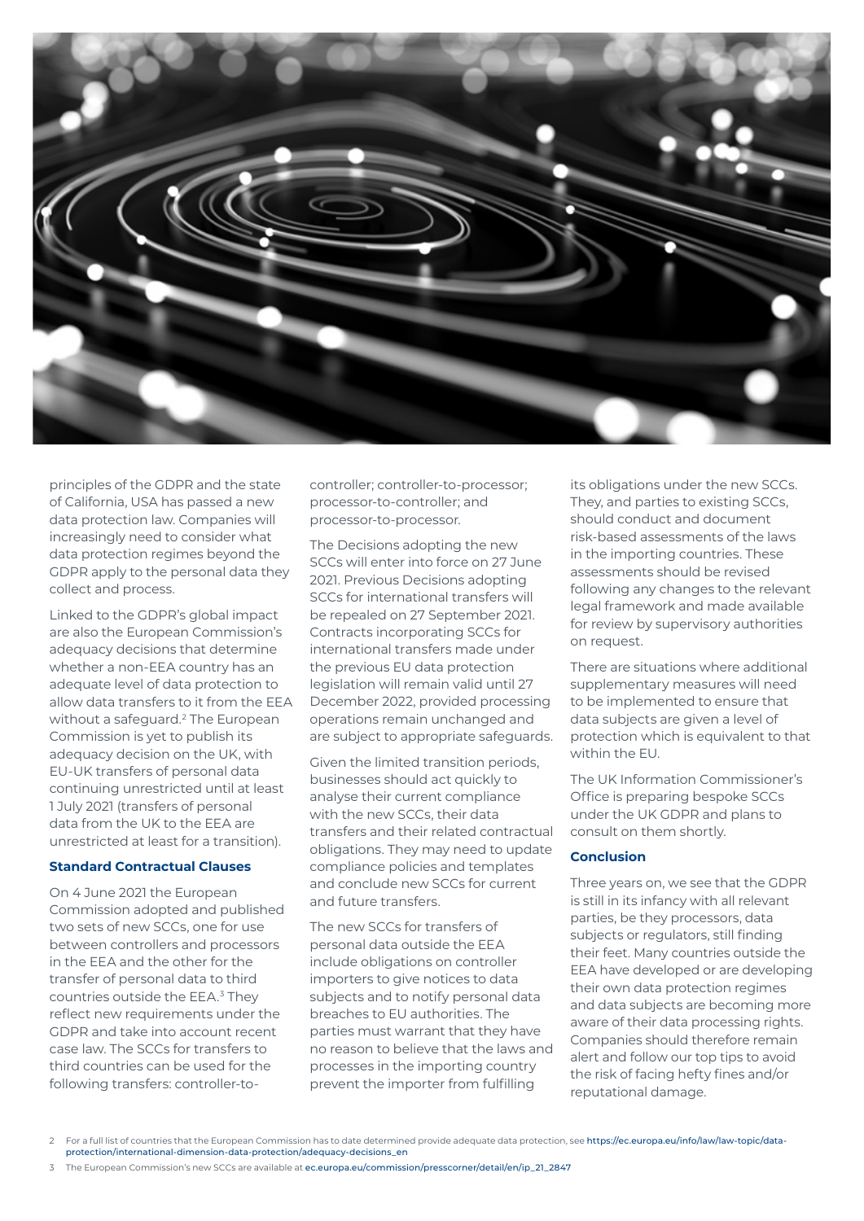principles of the GDPR and the state of California, USA has passed a new data protection law. Companies will increasingly need to consider what data protection regimes beyond the GDPR apply to the personal data they collect and process.

Linked to the GDPR's global impact are also the European Commission's adequacy decisions that determine whether a non-EEA country has an adequate level of data protection to allow data transfers to it from the EEA without a safeguard.[2] The European Commission is yet to publish its adequacy decision on the UK, with EU-UK transfers of personal data continuing unrestricted until at least 1 July 2021 (transfers of personal data from the UK to the EEA are unrestricted at least for a transition).

### Standard Contractual Clauses

On 4 June 2021 the European Commission adopted and published two sets of new SCCs, one for use between controllers and processors in the EEA and the other for the transfer of personal data to third countries outside the EEA.[3] They reflect new requirements under the GDPR and take into account recent case law. The SCCs for transfers to third countries can be used for the following transfers: controller-to-controller; controller-to-processor; processor-to-controller; and processor-to-processor.

The Decisions adopting the new SCCs will enter into force on 27 June 2021. Previous Decisions adopting SCCs for international transfers will be repealed on 27 September 2021. Contracts incorporating SCCs for international transfers made under the previous EU data protection legislation will remain valid until 27 December 2022, provided processing operations remain unchanged and are subject to appropriate safeguards.

Given the limited transition periods, businesses should act quickly to analyse their current compliance with the new SCCs, their data transfers and their related contractual obligations. They may need to update compliance policies and templates and conclude new SCCs for current and future transfers.

The new SCCs for transfers of personal data outside the EEA include obligations on controller importers to give notices to data subjects and to notify personal data breaches to EU authorities. The parties must warrant that they have no reason to believe that the laws and processes in the importing country prevent the importer from fulfilling its obligations under the new SCCs. They, and parties to existing SCCs, should conduct and document risk-based assessments of the laws in the importing countries. These assessments should be revised following any changes to the relevant legal framework and made available for review by supervisory authorities on request.

There are situations where additional supplementary measures will need to be implemented to ensure that data subjects are given a level of protection which is equivalent to that within the EU.

The UK Information Commissioner's Office is preparing bespoke SCCs under the UK GDPR and plans to consult on them shortly.

### Conclusion

Three years on, we see that the GDPR is still in its infancy with all relevant parties, be they processors, data subjects or regulators, still finding their feet. Many countries outside the EEA have developed or are developing their own data protection regimes and data subjects are becoming more aware of their data processing rights. Companies should therefore remain alert and follow our top tips to avoid the risk of facing hefty fines and/or reputational damage.

---

2 For a full list of countries that the European Commission has to date determined provide adequate data protection, see https://ec.europa.eu/info/law/law-topic/data-protection/international-dimension-data-protection/adequacy-decisions_en

3 The European Commission's new SCCs are available at ec.europa.eu/commission/presscorner/detail/en/ip_21_2847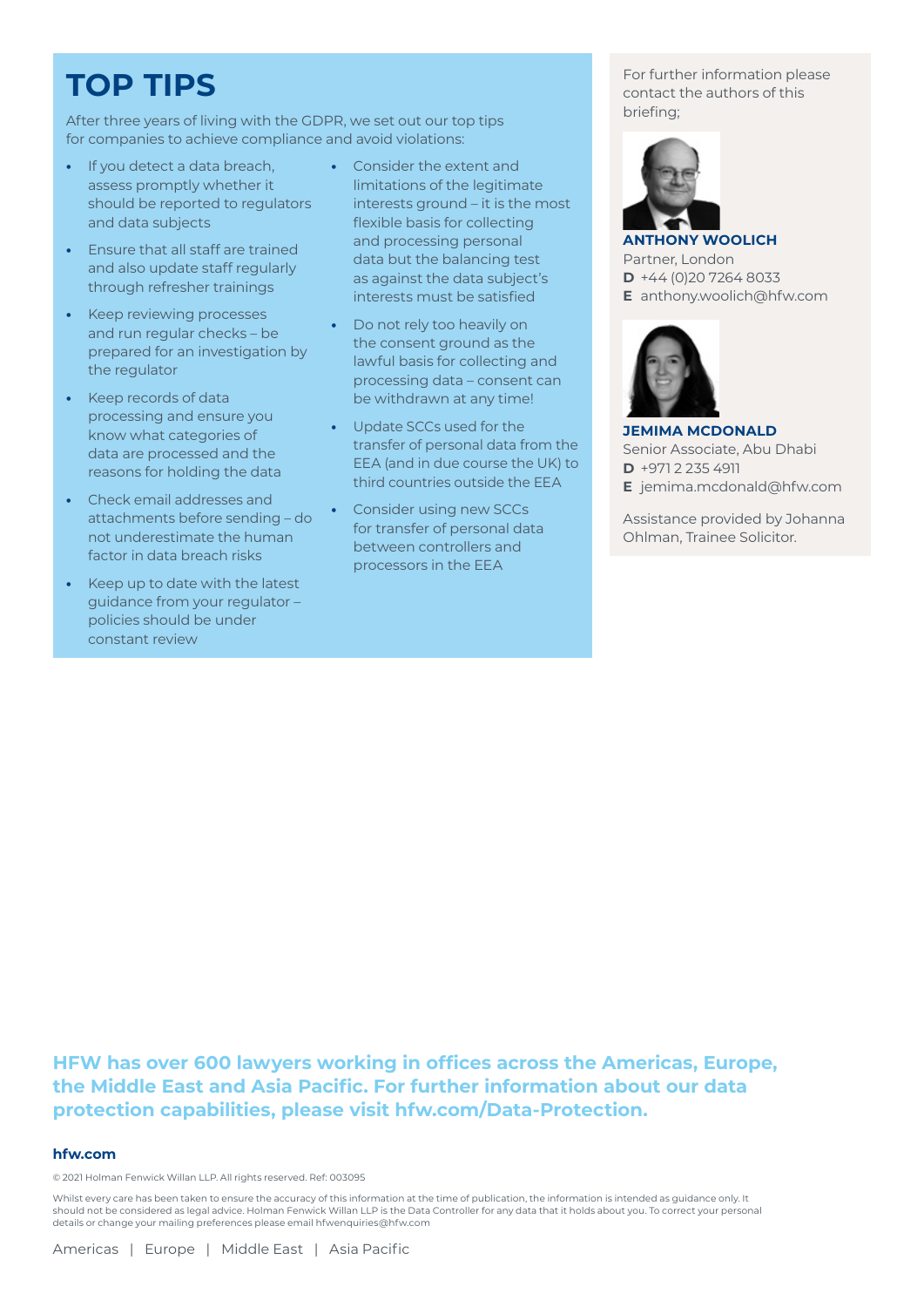# TOP TIPS

After three years of living with the GDPR, we set out our top tips for companies to achieve compliance and avoid violations:

- If you detect a data breach, assess promptly whether it should be reported to regulators and data subjects
- Ensure that all staff are trained and also update staff regularly through refresher trainings
- Keep reviewing processes and run regular checks – be prepared for an investigation by the regulator
- Keep records of data processing and ensure you know what categories of data are processed and the reasons for holding the data
- Check email addresses and attachments before sending – do not underestimate the human factor in data breach risks
- Keep up to date with the latest guidance from your regulator – policies should be under constant review
- Consider the extent and limitations of the legitimate interests ground – it is the most flexible basis for collecting and processing personal data but the balancing test as against the data subject's interests must be satisfied
- Do not rely too heavily on the consent ground as the lawful basis for collecting and processing data – consent can be withdrawn at any time!
- Update SCCs used for the transfer of personal data from the EEA (and in due course the UK) to third countries outside the EEA
- Consider using new SCCs for transfer of personal data between controllers and processors in the EEA

For further information please contact the authors of this briefing;

**ANTHONY WOOLICH**
Partner, London
**D** +44 (0)20 7264 8033
**E** anthony.woolich@hfw.com

**JEMIMA MCDONALD**
Senior Associate, Abu Dhabi
**D** +971 2 235 4911
**E** jemima.mcdonald@hfw.com

Assistance provided by Johanna Ohlman, Trainee Solicitor.

**HFW has over 600 lawyers working in offices across the Americas, Europe, the Middle East and Asia Pacific. For further information about our data protection capabilities, please visit hfw.com/Data-Protection.**

**hfw.com**

© 2021 Holman Fenwick Willan LLP. All rights reserved. Ref: 003095

Whilst every care has been taken to ensure the accuracy of this information at the time of publication, the information is intended as guidance only. It should not be considered as legal advice. Holman Fenwick Willan LLP is the Data Controller for any data that it holds about you. To correct your personal details or change your mailing preferences please email hfwenquiries@hfw.com

Americas | Europe | Middle East | Asia Pacific